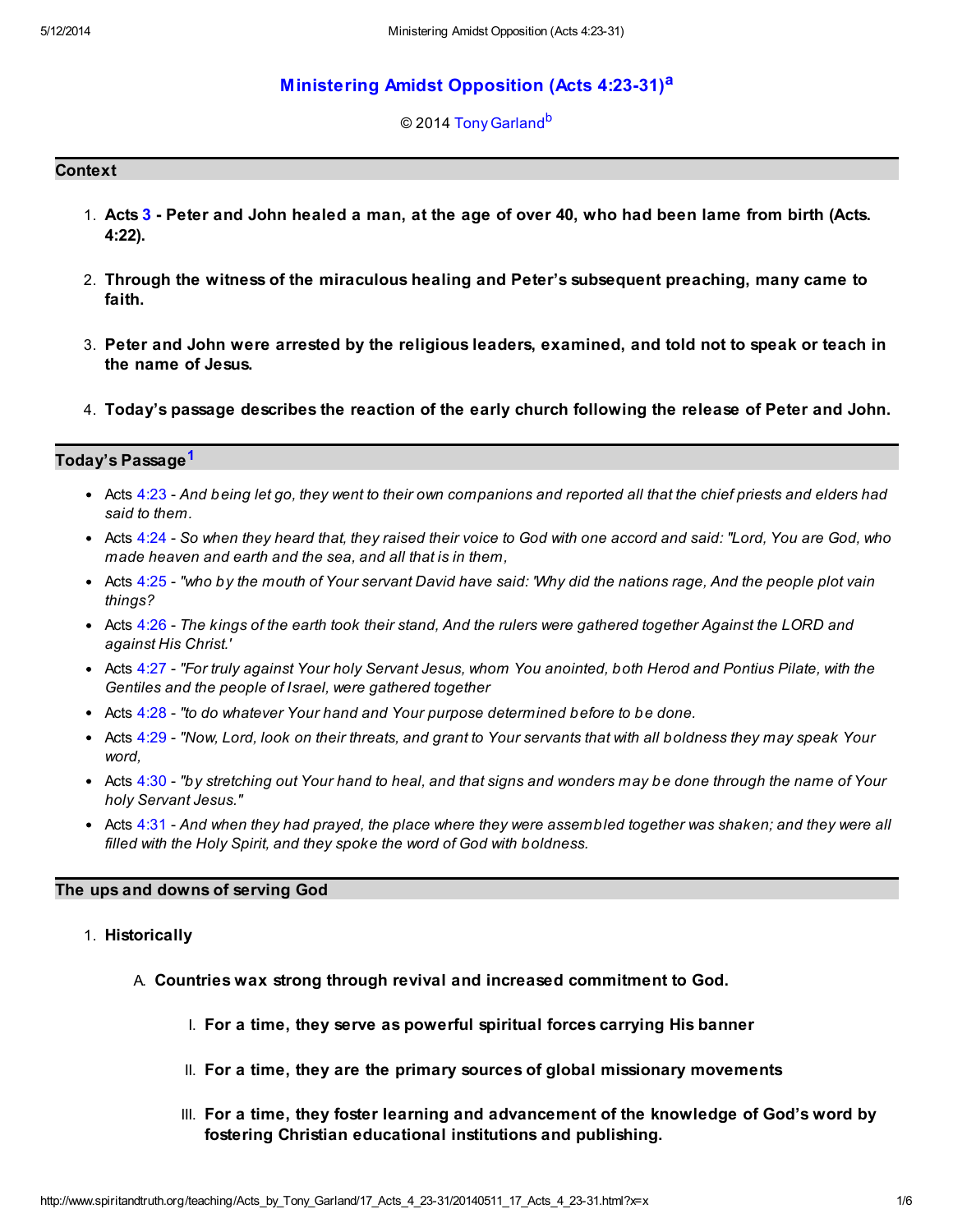# Ministering Amidst Opposition (Acts 4:23-31)[a]

© 2014 Tony Garland[b]

## Context

1. **Acts 3 - Peter and John healed a man, at the age of over 40, who had been lame from birth (Acts. 4:22).**
2. **Through the witness of the miraculous healing and Peter's subsequent preaching, many came to faith.**
3. **Peter and John were arrested by the religious leaders, examined, and told not to speak or teach in the name of Jesus.**
4. **Today's passage describes the reaction of the early church following the release of Peter and John.**

## Today's Passage[1]

- Acts 4:23 - *And being let go, they went to their own companions and reported all that the chief priests and elders had said to them.*
- Acts 4:24 - *So when they heard that, they raised their voice to God with one accord and said: "Lord, You are God, who made heaven and earth and the sea, and all that is in them,*
- Acts 4:25 - *"who by the mouth of Your servant David have said: 'Why did the nations rage, And the people plot vain things?*
- Acts 4:26 - *The kings of the earth took their stand, And the rulers were gathered together Against the LORD and against His Christ.'*
- Acts 4:27 - *"For truly against Your holy Servant Jesus, whom You anointed, both Herod and Pontius Pilate, with the Gentiles and the people of Israel, were gathered together*
- Acts 4:28 - *"to do whatever Your hand and Your purpose determined before to be done.*
- Acts 4:29 - *"Now, Lord, look on their threats, and grant to Your servants that with all boldness they may speak Your word,*
- Acts 4:30 - *"by stretching out Your hand to heal, and that signs and wonders may be done through the name of Your holy Servant Jesus."*
- Acts 4:31 - *And when they had prayed, the place where they were assembled together was shaken; and they were all filled with the Holy Spirit, and they spoke the word of God with boldness.*

## The ups and downs of serving God

1. **Historically**
   - A. **Countries wax strong through revival and increased commitment to God.**
     - I. **For a time, they serve as powerful spiritual forces carrying His banner**
     - II. **For a time, they are the primary sources of global missionary movements**
     - III. **For a time, they foster learning and advancement of the knowledge of God's word by fostering Christian educational institutions and publishing.**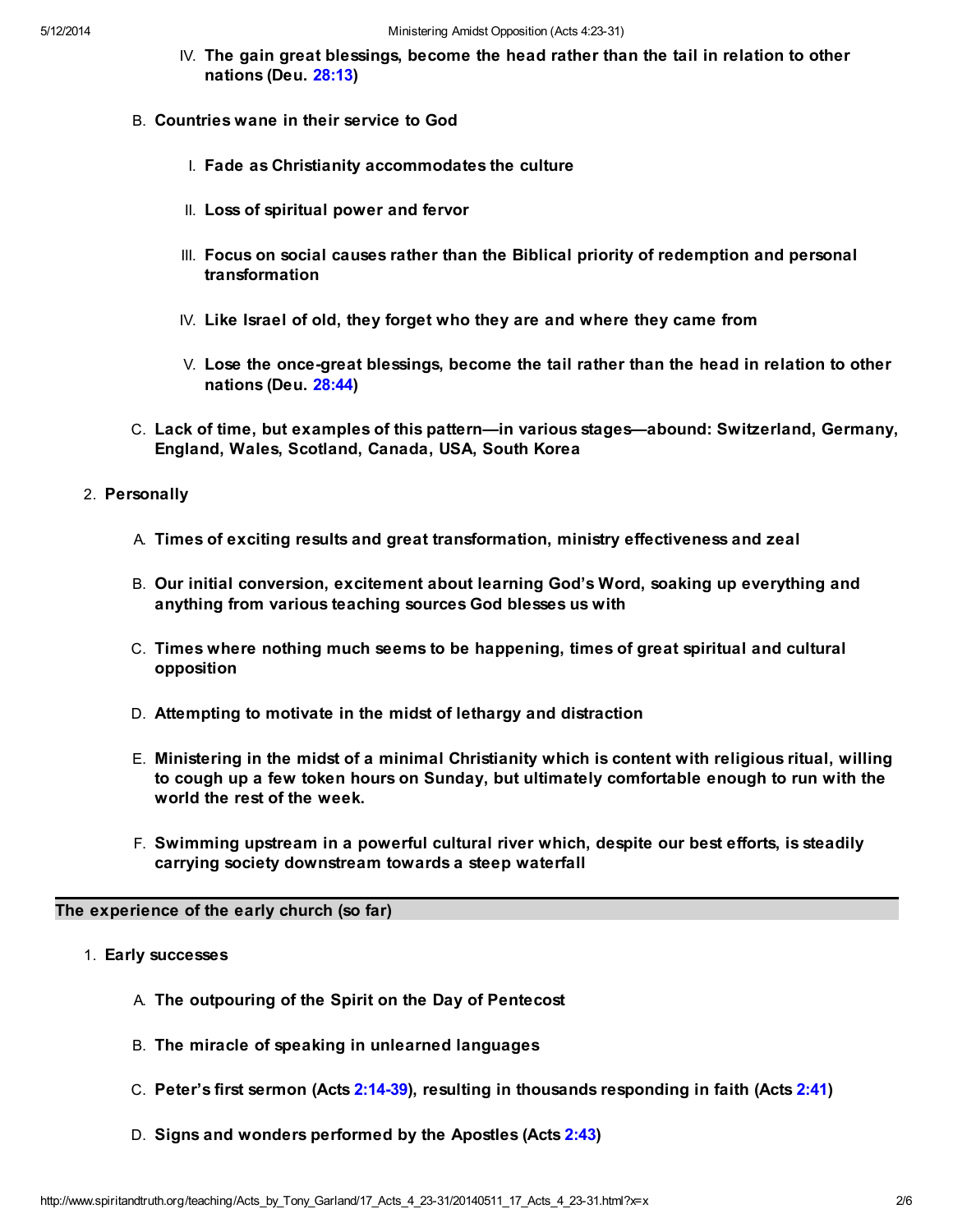- IV. **The gain great blessings, become the head rather than the tail in relation to other nations (Deu. 28:13)**

B. **Countries wane in their service to God**

- I. **Fade as Christianity accommodates the culture**
- II. **Loss of spiritual power and fervor**
- III. **Focus on social causes rather than the Biblical priority of redemption and personal transformation**
- IV. **Like Israel of old, they forget who they are and where they came from**
- V. **Lose the once-great blessings, become the tail rather than the head in relation to other nations (Deu. 28:44)**

C. **Lack of time, but examples of this pattern—in various stages—abound: Switzerland, Germany, England, Wales, Scotland, Canada, USA, South Korea**

2. **Personally**

   A. **Times of exciting results and great transformation, ministry effectiveness and zeal**

   B. **Our initial conversion, excitement about learning God's Word, soaking up everything and anything from various teaching sources God blesses us with**

   C. **Times where nothing much seems to be happening, times of great spiritual and cultural opposition**

   D. **Attempting to motivate in the midst of lethargy and distraction**

   E. **Ministering in the midst of a minimal Christianity which is content with religious ritual, willing to cough up a few token hours on Sunday, but ultimately comfortable enough to run with the world the rest of the week.**

   F. **Swimming upstream in a powerful cultural river which, despite our best efforts, is steadily carrying society downstream towards a steep waterfall**

## The experience of the early church (so far)

1. **Early successes**

   A. **The outpouring of the Spirit on the Day of Pentecost**

   B. **The miracle of speaking in unlearned languages**

   C. **Peter's first sermon (Acts 2:14-39), resulting in thousands responding in faith (Acts 2:41)**

   D. **Signs and wonders performed by the Apostles (Acts 2:43)**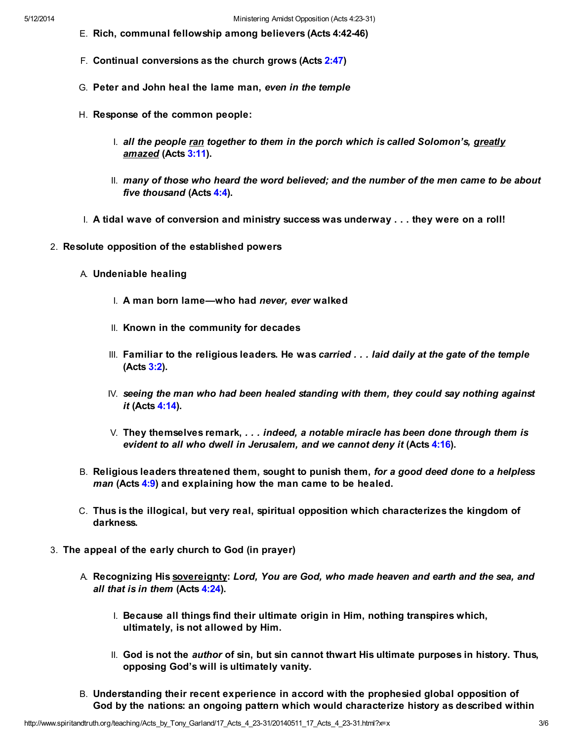E. **Rich, communal fellowship among believers (Acts 4:42-46)**

F. **Continual conversions as the church grows (Acts 2:47)**

G. **Peter and John heal the lame man, *even in the temple***

H. **Response of the common people:**

   I. ***all the people <u>ran</u> together to them in the porch which is called Solomon's, <u>greatly amazed</u>* (Acts 3:11).**

   II. ***many of those who heard the word believed; and the number of the men came to be about five thousand* (Acts 4:4).**

I. **A tidal wave of conversion and ministry success was underway . . . they were on a roll!**

2. **Resolute opposition of the established powers**

   A. **Undeniable healing**

      I. **A man born lame—who had *never, ever* walked**

      II. **Known in the community for decades**

      III. **Familiar to the religious leaders. He was *carried . . . laid daily at the gate of the temple* (Acts 3:2).**

      IV. ***seeing the man who had been healed standing with them, they could say nothing against it* (Acts 4:14).**

      V. **They themselves remark, *. . . indeed, a notable miracle has been done through them is evident to all who dwell in Jerusalem, and we cannot deny it* (Acts 4:16).**

   B. **Religious leaders threatened them, sought to punish them, *for a good deed done to a helpless man* (Acts 4:9) and explaining how the man came to be healed.**

   C. **Thus is the illogical, but very real, spiritual opposition which characterizes the kingdom of darkness.**

3. **The appeal of the early church to God (in prayer)**

   A. **Recognizing His <u>sovereignty</u>: *Lord, You are God, who made heaven and earth and the sea, and all that is in them* (Acts 4:24).**

      I. **Because all things find their ultimate origin in Him, nothing transpires which, ultimately, is not allowed by Him.**

      II. **God is not the *author* of sin, but sin cannot thwart His ultimate purposes in history. Thus, opposing God's will is ultimately vanity.**

   B. **Understanding their recent experience in accord with the prophesied global opposition of God by the nations: an ongoing pattern which would characterize history as described within**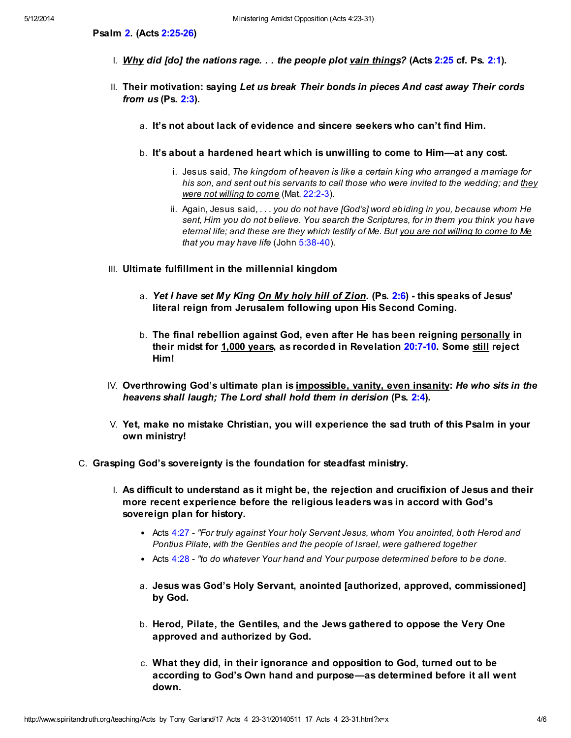**Psalm 2. (Acts 2:25-26)**

1. ***Why** did [do] the nations rage. . . the people plot vain things?* **(Acts 2:25 cf. Ps. 2:1).**
2. **Their motivation: saying *Let us break Their bonds in pieces And cast away Their cords from us* (Ps. 2:3).**
    1. **It's not about lack of evidence and sincere seekers who can't find Him.**
    2. **It's about a hardened heart which is unwilling to come to Him—at any cost.**
        1. Jesus said, *The kingdom of heaven is like a certain king who arranged a marriage for his son, and sent out his servants to call those who were invited to the wedding; and they were not willing to come* (Mat. 22:2-3).
        2. Again, Jesus said, *. . . you do not have [God's] word abiding in you, because whom He sent, Him you do not believe. You search the Scriptures, for in them you think you have eternal life; and these are they which testify of Me. But you are not willing to come to Me that you may have life* (John 5:38-40).
3. **Ultimate fulfillment in the millennial kingdom**
    1. ***Yet I have set My King On My holy hill of Zion.*** **(Ps. 2:6) - this speaks of Jesus' literal reign from Jerusalem following upon His Second Coming.**
    2. **The final rebellion against God, even after He has been reigning personally in their midst for 1,000 years, as recorded in Revelation 20:7-10. Some still reject Him!**
4. **Overthrowing God's ultimate plan is impossible, vanity, even insanity: *He who sits in the heavens shall laugh; The Lord shall hold them in derision* (Ps. 2:4).**
5. **Yet, make no mistake Christian, you will experience the sad truth of this Psalm in your own ministry!**

C. **Grasping God's sovereignty is the foundation for steadfast ministry.**

1. **As difficult to understand as it might be, the rejection and crucifixion of Jesus and their more recent experience before the religious leaders was in accord with God's sovereign plan for history.**
    - Acts 4:27 - *"For truly against Your holy Servant Jesus, whom You anointed, both Herod and Pontius Pilate, with the Gentiles and the people of Israel, were gathered together*
    - Acts 4:28 - *"to do whatever Your hand and Your purpose determined before to be done.*

    1. **Jesus was God's Holy Servant, anointed [authorized, approved, commissioned] by God.**
    2. **Herod, Pilate, the Gentiles, and the Jews gathered to oppose the Very One approved and authorized by God.**
    3. **What they did, in their ignorance and opposition to God, turned out to be according to God's Own hand and purpose—as determined before it all went down.**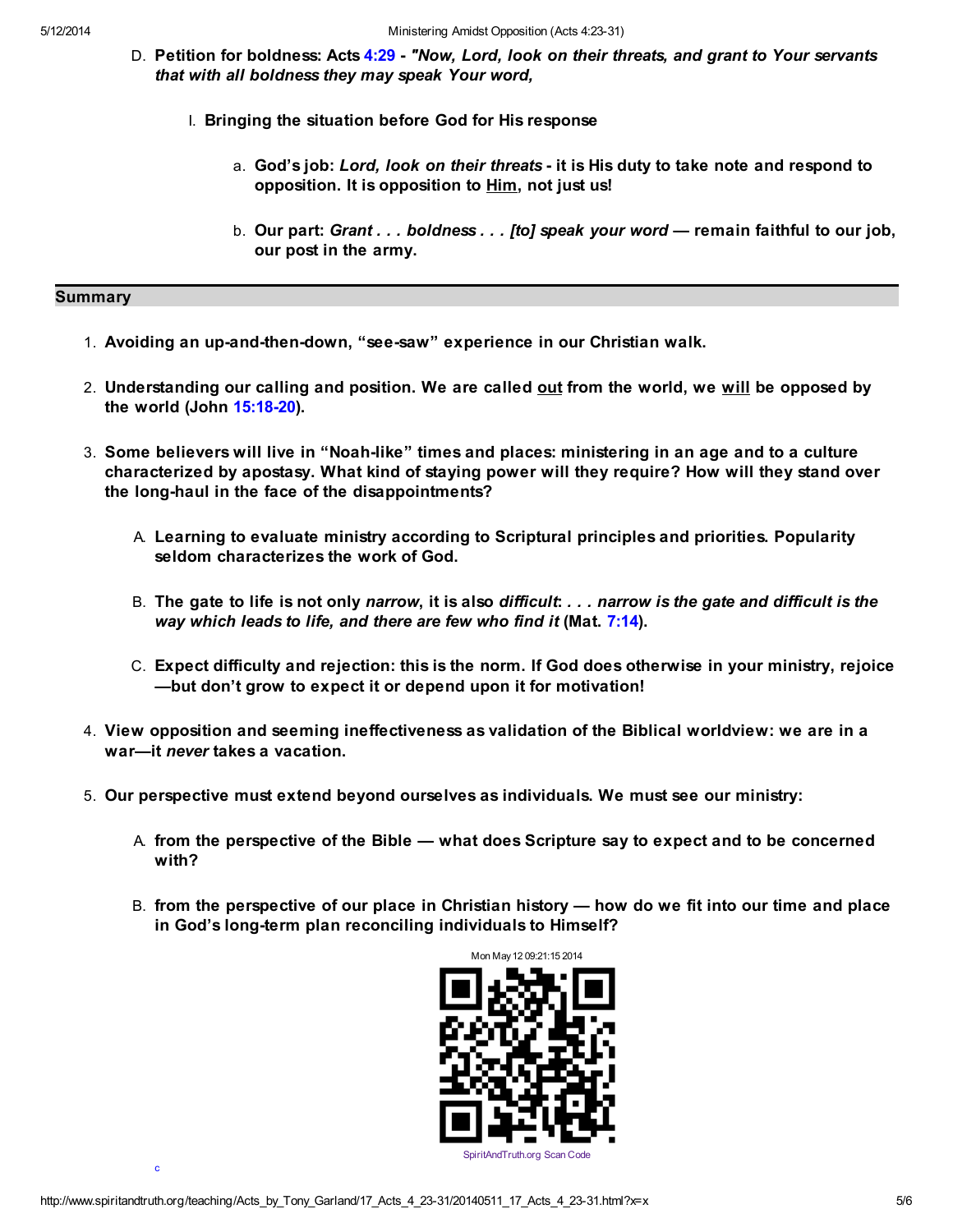D. **Petition for boldness: Acts 4:29 - *"Now, Lord, look on their threats, and grant to Your servants that with all boldness they may speak Your word,***

   I. **Bringing the situation before God for His response**

      a. **God's job: *Lord, look on their threats* - it is His duty to take note and respond to opposition. It is opposition to Him, not just us!**

      b. **Our part: *Grant . . . boldness . . . [to] speak your word* — remain faithful to our job, our post in the army.**

## Summary

1. **Avoiding an up-and-then-down, "see-saw" experience in our Christian walk.**

2. **Understanding our calling and position. We are called out from the world, we will be opposed by the world (John 15:18-20).**

3. **Some believers will live in "Noah-like" times and places: ministering in an age and to a culture characterized by apostasy. What kind of staying power will they require? How will they stand over the long-haul in the face of the disappointments?**

   A. **Learning to evaluate ministry according to Scriptural principles and priorities. Popularity seldom characterizes the work of God.**

   B. **The gate to life is not only *narrow*, it is also *difficult*: *. . . narrow is the gate and difficult is the way which leads to life, and there are few who find it* (Mat. 7:14).**

   C. **Expect difficulty and rejection: this is the norm. If God does otherwise in your ministry, rejoice —but don't grow to expect it or depend upon it for motivation!**

4. **View opposition and seeming ineffectiveness as validation of the Biblical worldview: we are in a war—it *never* takes a vacation.**

5. **Our perspective must extend beyond ourselves as individuals. We must see our ministry:**

   A. **from the perspective of the Bible — what does Scripture say to expect and to be concerned with?**

   B. **from the perspective of our place in Christian history — how do we fit into our time and place in God's long-term plan reconciling individuals to Himself?**

Mon May 12 09:21:15 2014

SpiritAndTruth.org Scan Code

c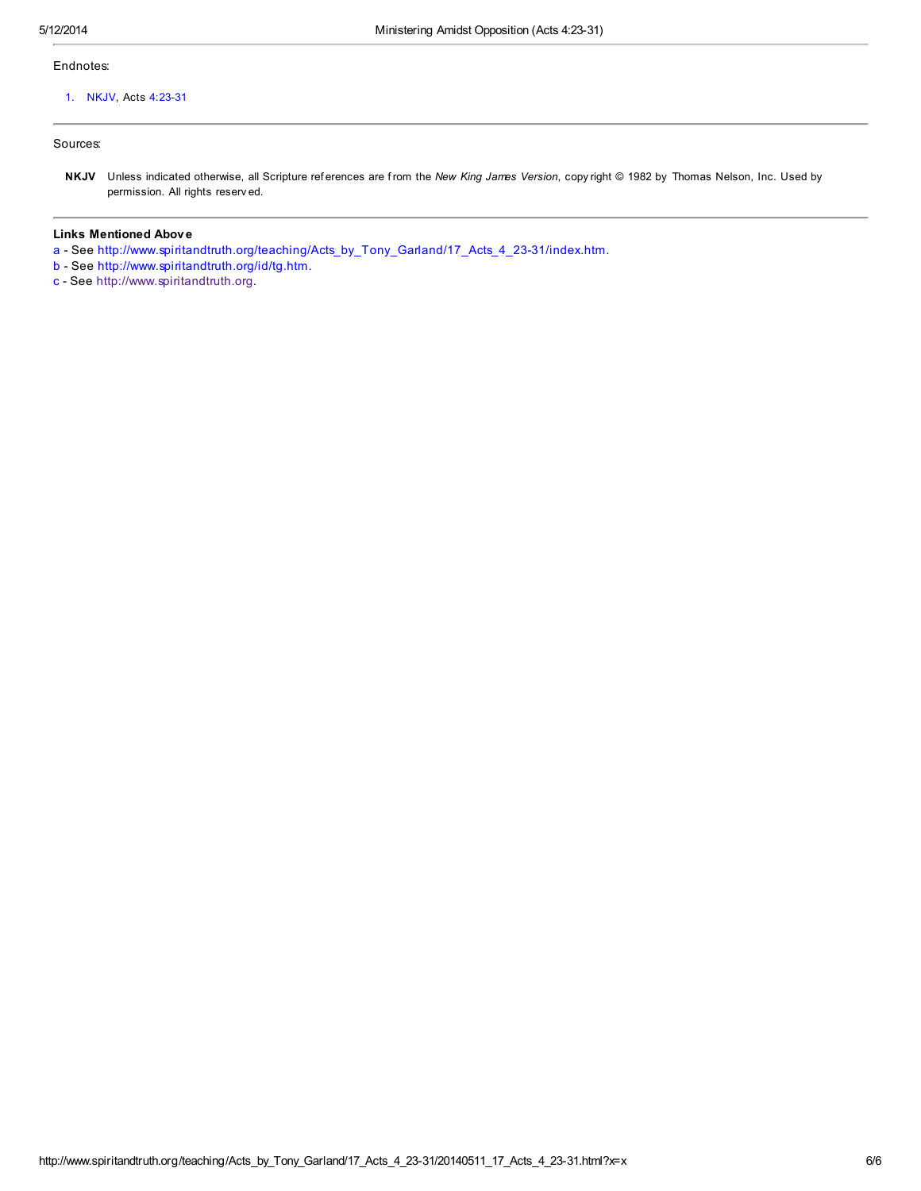Endnotes:

1. NKJV, Acts 4:23-31

---

Sources:

**NKJV** Unless indicated otherwise, all Scripture references are from the *New King James Version*, copyright © 1982 by Thomas Nelson, Inc. Used by permission. All rights reserved.

---

**Links Mentioned Above**

a - See http://www.spiritandtruth.org/teaching/Acts_by_Tony_Garland/17_Acts_4_23-31/index.htm.
b - See http://www.spiritandtruth.org/id/tg.htm.
c - See http://www.spiritandtruth.org.